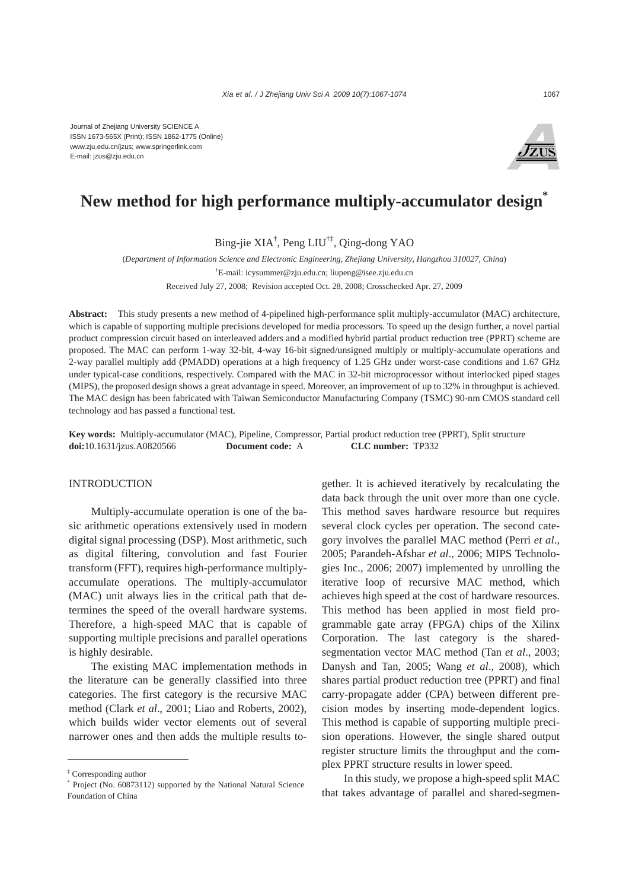Journal of Zhejiang University SCIENCE A
ISSN 1673-565X (Print); ISSN 1862-1775 (Online)
www.zju.edu.cn/jzus; www.springerlink.com
E-mail: jzus@zju.edu.cn

# New method for high performance multiply-accumulator design[*]

Bing-jie XIA[†], Peng LIU[†‡], Qing-dong YAO

(*Department of Information Science and Electronic Engineering, Zhejiang University, Hangzhou 310027, China*)

[†]E-mail: icysummer@zju.edu.cn; liupeng@isee.zju.edu.cn

Received July 27, 2008; Revision accepted Oct. 28, 2008; Crosschecked Apr. 27, 2009

**Abstract:** This study presents a new method of 4-pipelined high-performance split multiply-accumulator (MAC) architecture, which is capable of supporting multiple precisions developed for media processors. To speed up the design further, a novel partial product compression circuit based on interleaved adders and a modified hybrid partial product reduction tree (PPRT) scheme are proposed. The MAC can perform 1-way 32-bit, 4-way 16-bit signed/unsigned multiply or multiply-accumulate operations and 2-way parallel multiply add (PMADD) operations at a high frequency of 1.25 GHz under worst-case conditions and 1.67 GHz under typical-case conditions, respectively. Compared with the MAC in 32-bit microprocessor without interlocked piped stages (MIPS), the proposed design shows a great advantage in speed. Moreover, an improvement of up to 32% in throughput is achieved. The MAC design has been fabricated with Taiwan Semiconductor Manufacturing Company (TSMC) 90-nm CMOS standard cell technology and has passed a functional test.

**Key words:** Multiply-accumulator (MAC), Pipeline, Compressor, Partial product reduction tree (PPRT), Split structure
**doi:**10.1631/jzus.A0820566 **Document code:** A **CLC number:** TP332

## INTRODUCTION

Multiply-accumulate operation is one of the basic arithmetic operations extensively used in modern digital signal processing (DSP). Most arithmetic, such as digital filtering, convolution and fast Fourier transform (FFT), requires high-performance multiply-accumulate operations. The multiply-accumulator (MAC) unit always lies in the critical path that determines the speed of the overall hardware systems. Therefore, a high-speed MAC that is capable of supporting multiple precisions and parallel operations is highly desirable.

The existing MAC implementation methods in the literature can be generally classified into three categories. The first category is the recursive MAC method (Clark *et al*., 2001; Liao and Roberts, 2002), which builds wider vector elements out of several narrower ones and then adds the multiple results together. It is achieved iteratively by recalculating the data back through the unit over more than one cycle. This method saves hardware resource but requires several clock cycles per operation. The second category involves the parallel MAC method (Perri *et al*., 2005; Parandeh-Afshar *et al*., 2006; MIPS Technologies Inc., 2006; 2007) implemented by unrolling the iterative loop of recursive MAC method, which achieves high speed at the cost of hardware resources. This method has been applied in most field programmable gate array (FPGA) chips of the Xilinx Corporation. The last category is the shared-segmentation vector MAC method (Tan *et al*., 2003; Danysh and Tan, 2005; Wang *et al*., 2008), which shares partial product reduction tree (PPRT) and final carry-propagate adder (CPA) between different precision modes by inserting mode-dependent logics. This method is capable of supporting multiple precision operations. However, the single shared output register structure limits the throughput and the complex PPRT structure results in lower speed.

In this study, we propose a high-speed split MAC that takes advantage of parallel and shared-segmen-

[‡] Corresponding author
[*] Project (No. 60873112) supported by the National Natural Science Foundation of China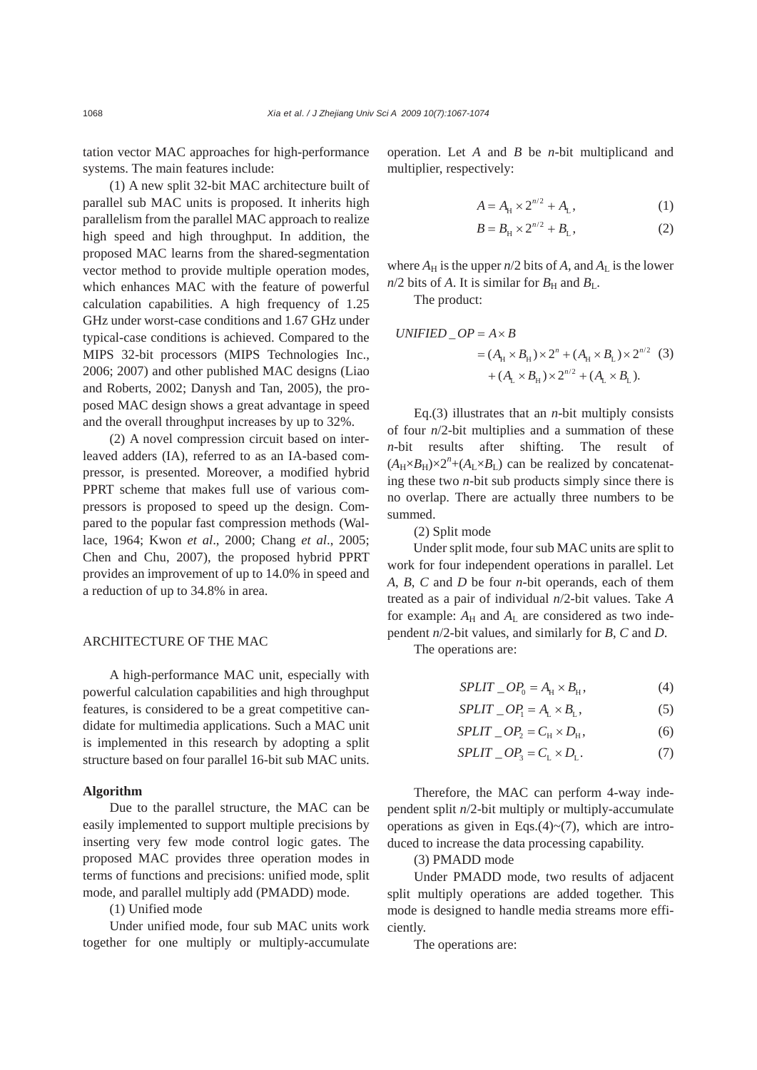tation vector MAC approaches for high-performance systems. The main features include:

(1) A new split 32-bit MAC architecture built of parallel sub MAC units is proposed. It inherits high parallelism from the parallel MAC approach to realize high speed and high throughput. In addition, the proposed MAC learns from the shared-segmentation vector method to provide multiple operation modes, which enhances MAC with the feature of powerful calculation capabilities. A high frequency of 1.25 GHz under worst-case conditions and 1.67 GHz under typical-case conditions is achieved. Compared to the MIPS 32-bit processors (MIPS Technologies Inc., 2006; 2007) and other published MAC designs (Liao and Roberts, 2002; Danysh and Tan, 2005), the proposed MAC design shows a great advantage in speed and the overall throughput increases by up to 32%.

(2) A novel compression circuit based on interleaved adders (IA), referred to as an IA-based compressor, is presented. Moreover, a modified hybrid PPRT scheme that makes full use of various compressors is proposed to speed up the design. Compared to the popular fast compression methods (Wallace, 1964; Kwon *et al*., 2000; Chang *et al*., 2005; Chen and Chu, 2007), the proposed hybrid PPRT provides an improvement of up to 14.0% in speed and a reduction of up to 34.8% in area.

## ARCHITECTURE OF THE MAC

A high-performance MAC unit, especially with powerful calculation capabilities and high throughput features, is considered to be a great competitive candidate for multimedia applications. Such a MAC unit is implemented in this research by adopting a split structure based on four parallel 16-bit sub MAC units.

### Algorithm

Due to the parallel structure, the MAC can be easily implemented to support multiple precisions by inserting very few mode control logic gates. The proposed MAC provides three operation modes in terms of functions and precisions: unified mode, split mode, and parallel multiply add (PMADD) mode.

(1) Unified mode

Under unified mode, four sub MAC units work together for one multiply or multiply-accumulate operation. Let $A$ and $B$ be $n$-bit multiplicand and multiplier, respectively:

$$A = A_{\mathrm{H}} \times 2^{n/2} + A_{\mathrm{L}}, \tag{1}$$

$$B = B_{\mathrm{H}} \times 2^{n/2} + B_{\mathrm{L}}, \tag{2}$$

where $A_{\mathrm{H}}$ is the upper $n$/2 bits of $A$, and $A_{\mathrm{L}}$ is the lower $n$/2 bits of $A$. It is similar for $B_{\mathrm{H}}$ and $B_{\mathrm{L}}$.

The product:

$$\begin{aligned} UNIFIED\_OP = A \times B \\ &= (A_{\mathrm{H}} \times B_{\mathrm{H}}) \times 2^{n} + (A_{\mathrm{H}} \times B_{\mathrm{L}}) \times 2^{n/2} \\ &\quad + (A_{\mathrm{L}} \times B_{\mathrm{H}}) \times 2^{n/2} + (A_{\mathrm{L}} \times B_{\mathrm{L}}). \end{aligned} \tag{3}$$

Eq.(3) illustrates that an $n$-bit multiply consists of four $n$/2-bit multiplies and a summation of these $n$-bit results after shifting. The result of $(A_{\mathrm{H}} \times B_{\mathrm{H}}) \times 2^n + (A_{\mathrm{L}} \times B_{\mathrm{L}})$ can be realized by concatenating these two $n$-bit sub products simply since there is no overlap. There are actually three numbers to be summed.

(2) Split mode

Under split mode, four sub MAC units are split to work for four independent operations in parallel. Let $A$, $B$, $C$ and $D$ be four $n$-bit operands, each of them treated as a pair of individual $n$/2-bit values. Take $A$ for example: $A_{\mathrm{H}}$ and $A_{\mathrm{L}}$ are considered as two independent $n$/2-bit values, and similarly for $B$, $C$ and $D$.

The operations are:

$$SPLIT\_OP_0 = A_{\mathrm{H}} \times B_{\mathrm{H}}, \tag{4}$$

$$SPLIT\_OP_1 = A_{\mathrm{L}} \times B_{\mathrm{L}}, \tag{5}$$

$$SPLIT\_OP_2 = C_{\mathrm{H}} \times D_{\mathrm{H}}, \tag{6}$$

$$SPLIT\_OP_3 = C_{\mathrm{L}} \times D_{\mathrm{L}}. \tag{7}$$

Therefore, the MAC can perform 4-way independent split $n$/2-bit multiply or multiply-accumulate operations as given in Eqs.(4)~(7), which are introduced to increase the data processing capability.

(3) PMADD mode

Under PMADD mode, two results of adjacent split multiply operations are added together. This mode is designed to handle media streams more efficiently.

The operations are: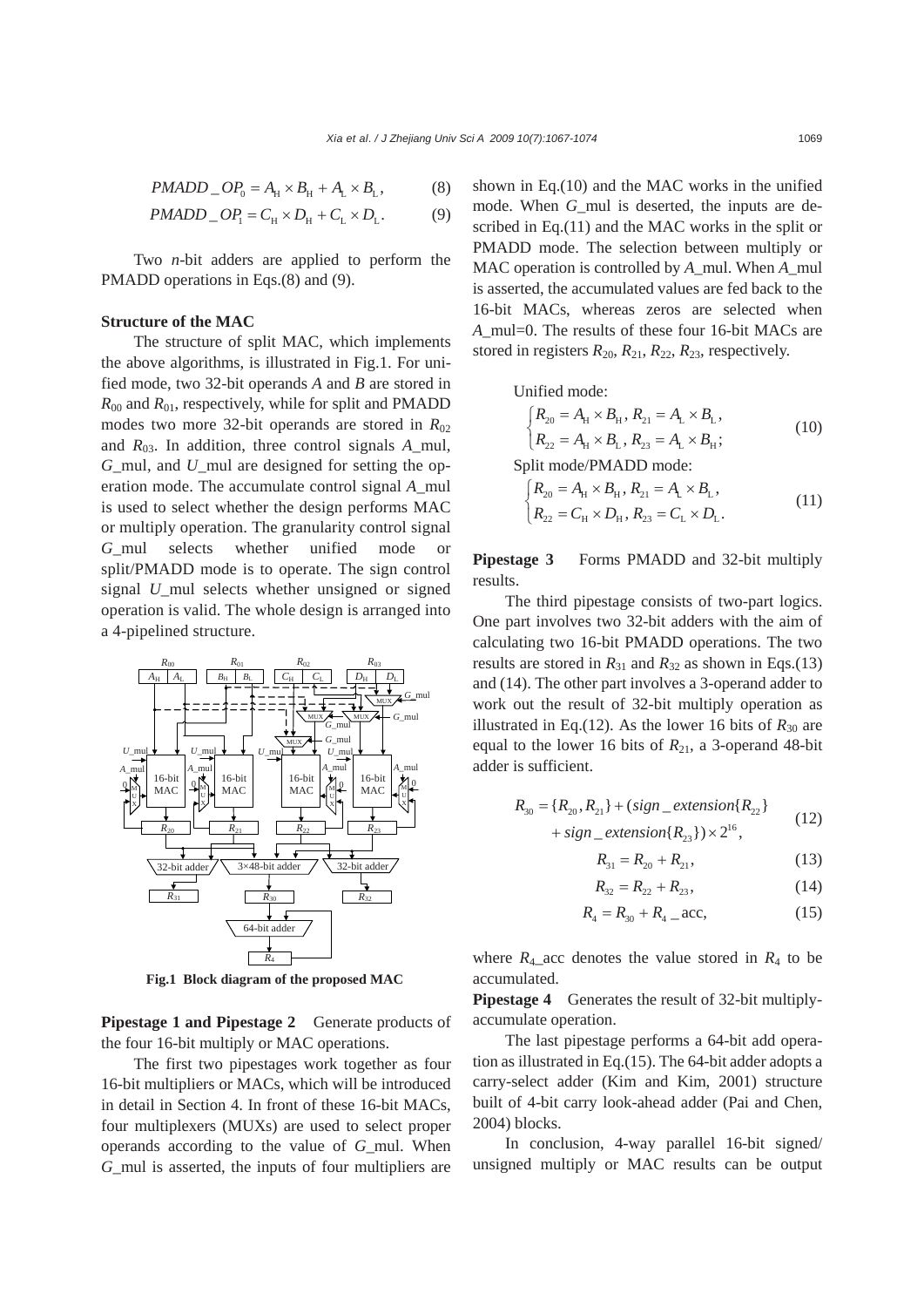$$PMADD\_OP_0 = A_H \times B_H + A_L \times B_L, \tag{8}$$

$$PMADD\_OP_1 = C_H \times D_H + C_L \times D_L. \tag{9}$$

Two $n$-bit adders are applied to perform the PMADD operations in Eqs.(8) and (9).

**Structure of the MAC**

The structure of split MAC, which implements the above algorithms, is illustrated in Fig.1. For unified mode, two 32-bit operands $A$ and $B$ are stored in $R_{00}$ and $R_{01}$, respectively, while for split and PMADD modes two more 32-bit operands are stored in $R_{02}$ and $R_{03}$. In addition, three control signals $A$_mul, $G$_mul, and $U$_mul are designed for setting the operation mode. The accumulate control signal $A$_mul is used to select whether the design performs MAC or multiply operation. The granularity control signal $G$_mul selects whether unified mode or split/PMADD mode is to operate. The sign control signal $U$_mul selects whether unsigned or signed operation is valid. The whole design is arranged into a 4-pipelined structure.

Fig.1 Block diagram of the proposed MAC

**Pipestage 1 and Pipestage 2** Generate products of the four 16-bit multiply or MAC operations.

The first two pipestages work together as four 16-bit multipliers or MACs, which will be introduced in detail in Section 4. In front of these 16-bit MACs, four multiplexers (MUXs) are used to select proper operands according to the value of $G$_mul. When $G$_mul is asserted, the inputs of four multipliers are shown in Eq.(10) and the MAC works in the unified mode. When $G$_mul is deserted, the inputs are described in Eq.(11) and the MAC works in the split or PMADD mode. The selection between multiply or MAC operation is controlled by $A$_mul. When $A$_mul is asserted, the accumulated values are fed back to the 16-bit MACs, whereas zeros are selected when $A$_mul=0. The results of these four 16-bit MACs are stored in registers $R_{20}$, $R_{21}$, $R_{22}$, $R_{23}$, respectively.

Unified mode:

$$\begin{cases} R_{20} = A_H \times B_H,\ R_{21} = A_L \times B_L, \\ R_{22} = A_H \times B_L,\ R_{23} = A_L \times B_H; \end{cases} \tag{10}$$

Split mode/PMADD mode:

$$\begin{cases} R_{20} = A_H \times B_H,\ R_{21} = A_L \times B_L, \\ R_{22} = C_H \times D_H,\ R_{23} = C_L \times D_L. \end{cases} \tag{11}$$

**Pipestage 3** Forms PMADD and 32-bit multiply results.

The third pipestage consists of two-part logics. One part involves two 32-bit adders with the aim of calculating two 16-bit PMADD operations. The two results are stored in $R_{31}$ and $R_{32}$ as shown in Eqs.(13) and (14). The other part involves a 3-operand adder to work out the result of 32-bit multiply operation as illustrated in Eq.(12). As the lower 16 bits of $R_{30}$ are equal to the lower 16 bits of $R_{21}$, a 3-operand 48-bit adder is sufficient.

$$R_{30} = \{R_{20}, R_{21}\} + (sign\_extension\{R_{22}\} + sign\_extension\{R_{23}\}) \times 2^{16}, \tag{12}$$

$$R_{31} = R_{20} + R_{21}, \tag{13}$$

$$R_{32} = R_{22} + R_{23}, \tag{14}$$

$$R_4 = R_{30} + R_4\_\text{acc}, \tag{15}$$

where $R_4$_acc denotes the value stored in $R_4$ to be accumulated.

**Pipestage 4** Generates the result of 32-bit multiply-accumulate operation.

The last pipestage performs a 64-bit add operation as illustrated in Eq.(15). The 64-bit adder adopts a carry-select adder (Kim and Kim, 2001) structure built of 4-bit carry look-ahead adder (Pai and Chen, 2004) blocks.

In conclusion, 4-way parallel 16-bit signed/unsigned multiply or MAC results can be output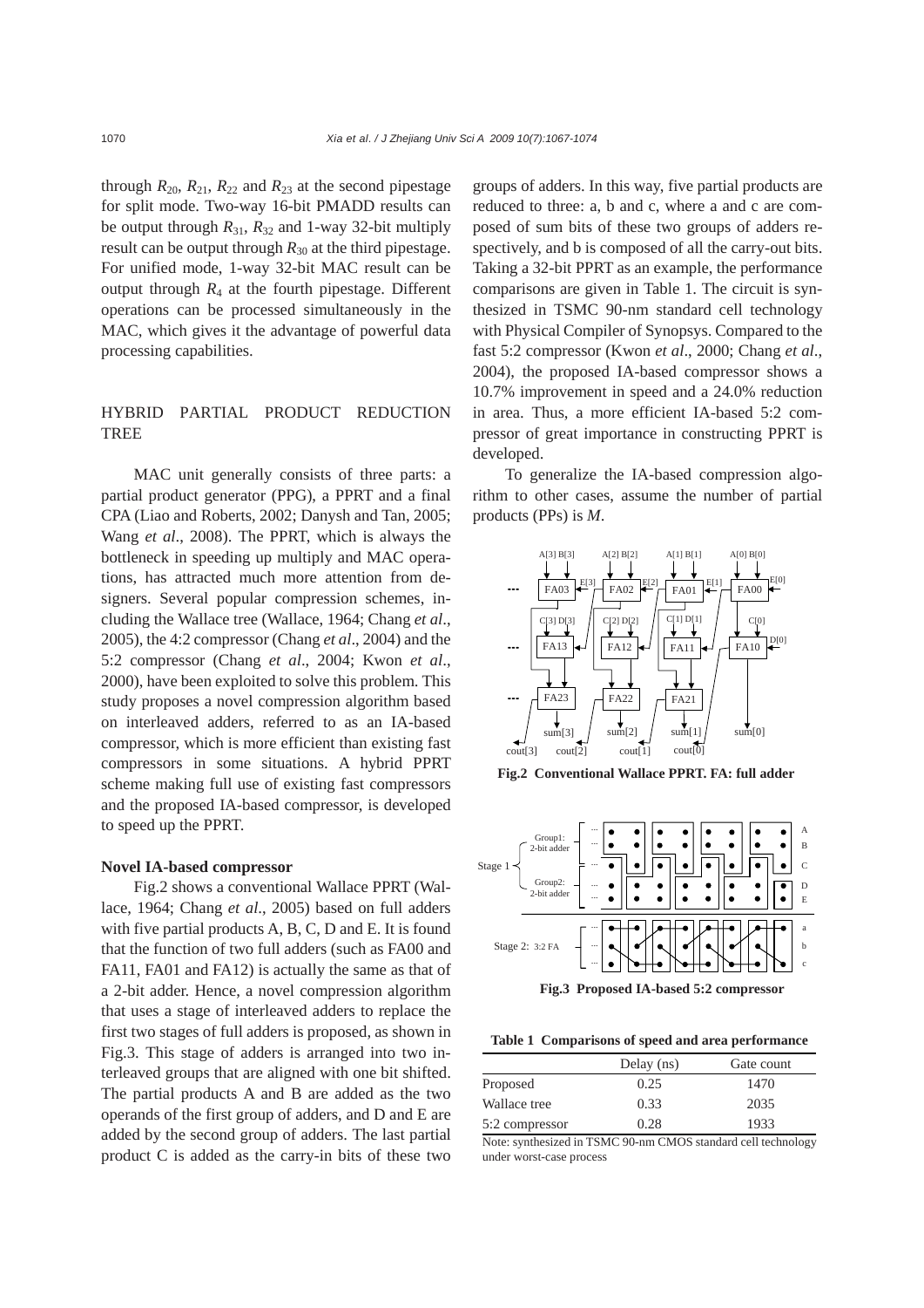through $R_{20}$, $R_{21}$, $R_{22}$ and $R_{23}$ at the second pipestage for split mode. Two-way 16-bit PMADD results can be output through $R_{31}$, $R_{32}$ and 1-way 32-bit multiply result can be output through $R_{30}$ at the third pipestage. For unified mode, 1-way 32-bit MAC result can be output through $R_4$ at the fourth pipestage. Different operations can be processed simultaneously in the MAC, which gives it the advantage of powerful data processing capabilities.

## HYBRID PARTIAL PRODUCT REDUCTION TREE

MAC unit generally consists of three parts: a partial product generator (PPG), a PPRT and a final CPA (Liao and Roberts, 2002; Danysh and Tan, 2005; Wang *et al*., 2008). The PPRT, which is always the bottleneck in speeding up multiply and MAC operations, has attracted much more attention from designers. Several popular compression schemes, including the Wallace tree (Wallace, 1964; Chang *et al*., 2005), the 4:2 compressor (Chang *et al*., 2004) and the 5:2 compressor (Chang *et al*., 2004; Kwon *et al*., 2000), have been exploited to solve this problem. This study proposes a novel compression algorithm based on interleaved adders, referred to as an IA-based compressor, which is more efficient than existing fast compressors in some situations. A hybrid PPRT scheme making full use of existing fast compressors and the proposed IA-based compressor, is developed to speed up the PPRT.

### Novel IA-based compressor

Fig.2 shows a conventional Wallace PPRT (Wallace, 1964; Chang *et al*., 2005) based on full adders with five partial products A, B, C, D and E. It is found that the function of two full adders (such as FA00 and FA11, FA01 and FA12) is actually the same as that of a 2-bit adder. Hence, a novel compression algorithm that uses a stage of interleaved adders to replace the first two stages of full adders is proposed, as shown in Fig.3. This stage of adders is arranged into two interleaved groups that are aligned with one bit shifted. The partial products A and B are added as the two operands of the first group of adders, and D and E are added by the second group of adders. The last partial product C is added as the carry-in bits of these two groups of adders. In this way, five partial products are reduced to three: a, b and c, where a and c are composed of sum bits of these two groups of adders respectively, and b is composed of all the carry-out bits. Taking a 32-bit PPRT as an example, the performance comparisons are given in Table 1. The circuit is synthesized in TSMC 90-nm standard cell technology with Physical Compiler of Synopsys. Compared to the fast 5:2 compressor (Kwon *et al*., 2000; Chang *et al*., 2004), the proposed IA-based compressor shows a 10.7% improvement in speed and a 24.0% reduction in area. Thus, a more efficient IA-based 5:2 compressor of great importance in constructing PPRT is developed.

To generalize the IA-based compression algorithm to other cases, assume the number of partial products (PPs) is *M*.

A[3] B[3]
A[2] B[2]
A[1] B[1]
A[0] B[0]
FA03 E[3]
FA02 E[2]
FA01 E[1]
FA00 E[0]
C[3] D[3]
C[2] D[2]
C[1] D[1]
C[0]
D[0]
FA13
FA12
FA11
FA10
FA23
FA22
FA21
sum[3]
sum[2]
sum[1]
sum[0]
cout[3]
cout[2]
cout[1]
cout[0]

**Fig.2 Conventional Wallace PPRT. FA: full adder**

Stage 1
Group1: 2-bit adder
Group2: 2-bit adder
A
B
C
D
E
Stage 2: 3:2 FA
a
b
c

**Fig.3 Proposed IA-based 5:2 compressor**

**Table 1 Comparisons of speed and area performance**

| | Delay (ns) | Gate count |
|---|---|---|
| Proposed | 0.25 | 1470 |
| Wallace tree | 0.33 | 2035 |
| 5:2 compressor | 0.28 | 1933 |

Note: synthesized in TSMC 90-nm CMOS standard cell technology under worst-case process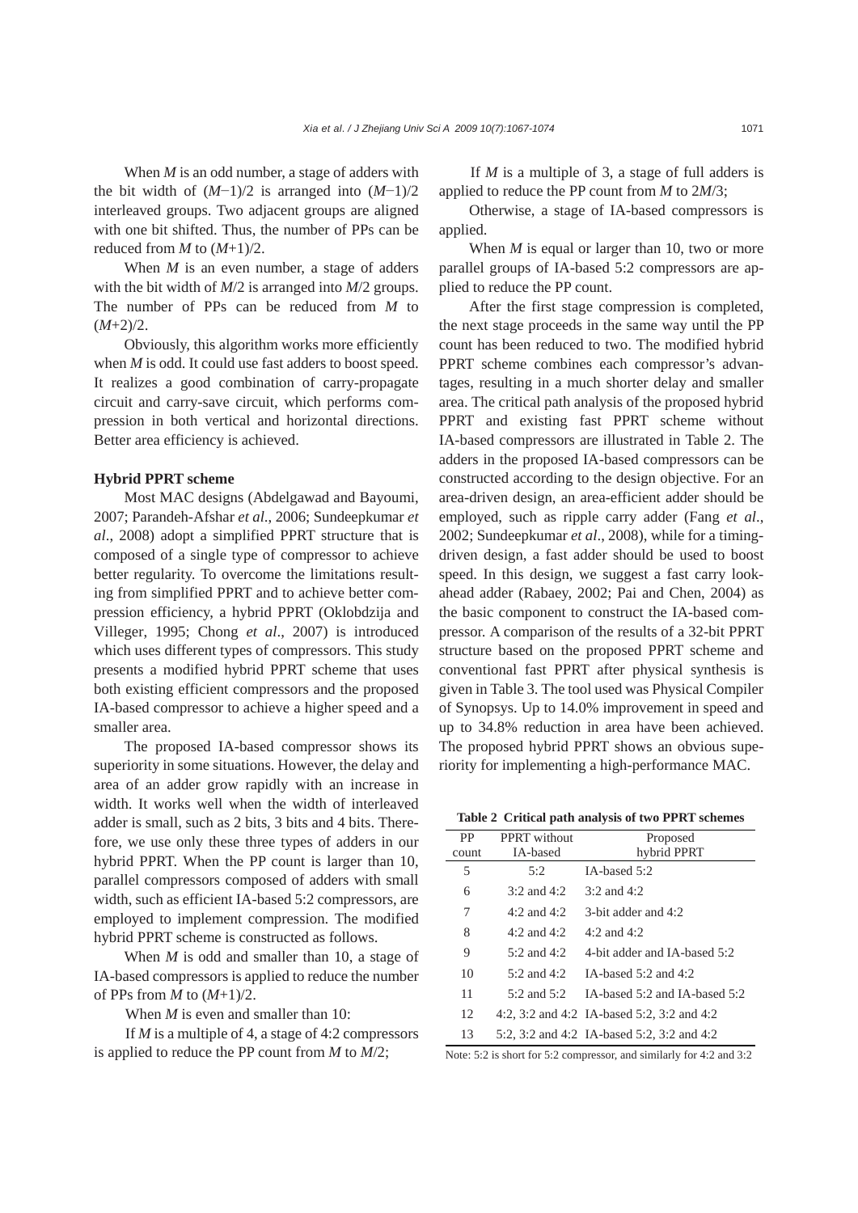When $M$ is an odd number, a stage of adders with the bit width of $(M-1)/2$ is arranged into $(M-1)/2$ interleaved groups. Two adjacent groups are aligned with one bit shifted. Thus, the number of PPs can be reduced from $M$ to $(M+1)/2$.

When $M$ is an even number, a stage of adders with the bit width of $M/2$ is arranged into $M/2$ groups. The number of PPs can be reduced from $M$ to $(M+2)/2$.

Obviously, this algorithm works more efficiently when $M$ is odd. It could use fast adders to boost speed. It realizes a good combination of carry-propagate circuit and carry-save circuit, which performs compression in both vertical and horizontal directions. Better area efficiency is achieved.

### Hybrid PPRT scheme

Most MAC designs (Abdelgawad and Bayoumi, 2007; Parandeh-Afshar *et al*., 2006; Sundeepkumar *et al*., 2008) adopt a simplified PPRT structure that is composed of a single type of compressor to achieve better regularity. To overcome the limitations resulting from simplified PPRT and to achieve better compression efficiency, a hybrid PPRT (Oklobdzija and Villeger, 1995; Chong *et al*., 2007) is introduced which uses different types of compressors. This study presents a modified hybrid PPRT scheme that uses both existing efficient compressors and the proposed IA-based compressor to achieve a higher speed and a smaller area.

The proposed IA-based compressor shows its superiority in some situations. However, the delay and area of an adder grow rapidly with an increase in width. It works well when the width of interleaved adder is small, such as 2 bits, 3 bits and 4 bits. Therefore, we use only these three types of adders in our hybrid PPRT. When the PP count is larger than 10, parallel compressors composed of adders with small width, such as efficient IA-based 5:2 compressors, are employed to implement compression. The modified hybrid PPRT scheme is constructed as follows.

When $M$ is odd and smaller than 10, a stage of IA-based compressors is applied to reduce the number of PPs from $M$ to $(M+1)/2$.

When $M$ is even and smaller than 10:

If $M$ is a multiple of 4, a stage of 4:2 compressors is applied to reduce the PP count from $M$ to $M/2$;

If $M$ is a multiple of 3, a stage of full adders is applied to reduce the PP count from $M$ to $2M/3$;

Otherwise, a stage of IA-based compressors is applied.

When $M$ is equal or larger than 10, two or more parallel groups of IA-based 5:2 compressors are applied to reduce the PP count.

After the first stage compression is completed, the next stage proceeds in the same way until the PP count has been reduced to two. The modified hybrid PPRT scheme combines each compressor's advantages, resulting in a much shorter delay and smaller area. The critical path analysis of the proposed hybrid PPRT and existing fast PPRT scheme without IA-based compressors are illustrated in Table 2. The adders in the proposed IA-based compressors can be constructed according to the design objective. For an area-driven design, an area-efficient adder should be employed, such as ripple carry adder (Fang *et al*., 2002; Sundeepkumar *et al*., 2008), while for a timing-driven design, a fast adder should be used to boost speed. In this design, we suggest a fast carry look-ahead adder (Rabaey, 2002; Pai and Chen, 2004) as the basic component to construct the IA-based compressor. A comparison of the results of a 32-bit PPRT structure based on the proposed PPRT scheme and conventional fast PPRT after physical synthesis is given in Table 3. The tool used was Physical Compiler of Synopsys. Up to 14.0% improvement in speed and up to 34.8% reduction in area have been achieved. The proposed hybrid PPRT shows an obvious superiority for implementing a high-performance MAC.

**Table 2 Critical path analysis of two PPRT schemes**

| PP count | PPRT without IA-based | Proposed hybrid PPRT |
|---|---|---|
| 5 | 5:2 | IA-based 5:2 |
| 6 | 3:2 and 4:2 | 3:2 and 4:2 |
| 7 | 4:2 and 4:2 | 3-bit adder and 4:2 |
| 8 | 4:2 and 4:2 | 4:2 and 4:2 |
| 9 | 5:2 and 4:2 | 4-bit adder and IA-based 5:2 |
| 10 | 5:2 and 4:2 | IA-based 5:2 and 4:2 |
| 11 | 5:2 and 5:2 | IA-based 5:2 and IA-based 5:2 |
| 12 | 4:2, 3:2 and 4:2 | IA-based 5:2, 3:2 and 4:2 |
| 13 | 5:2, 3:2 and 4:2 | IA-based 5:2, 3:2 and 4:2 |

Note: 5:2 is short for 5:2 compressor, and similarly for 4:2 and 3:2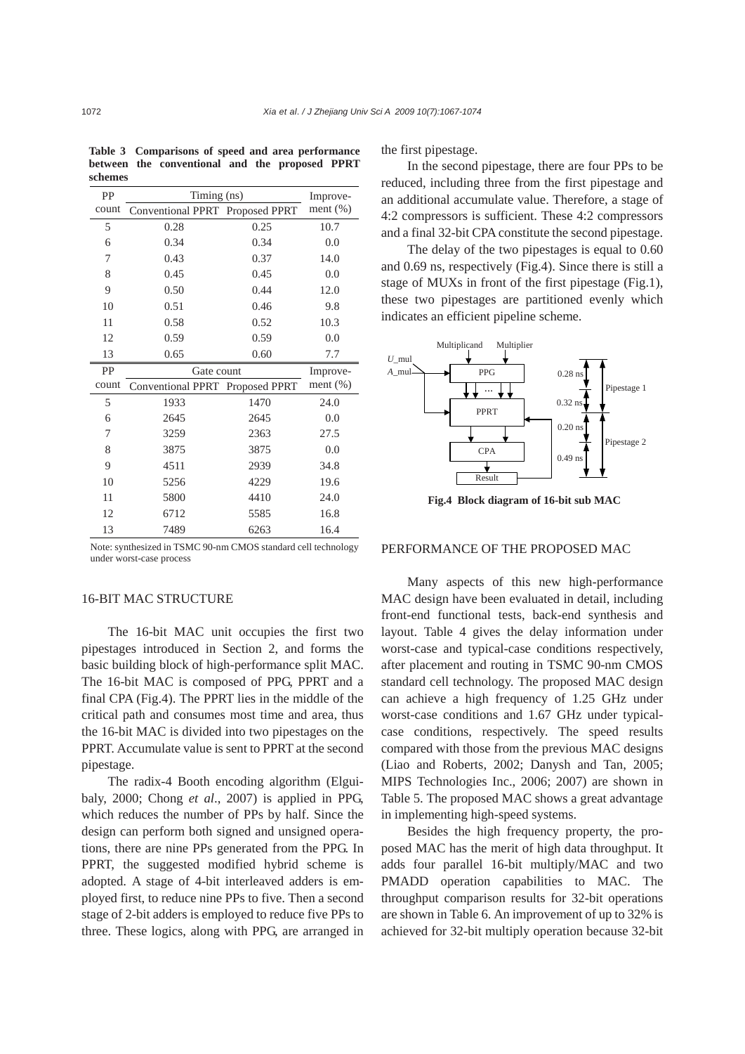**Table 3 Comparisons of speed and area performance between the conventional and the proposed PPRT schemes**

| PP count | Timing (ns) | | Improvement (%) |
|---|---|---|---|
| | Conventional PPRT | Proposed PPRT | |
| 5 | 0.28 | 0.25 | 10.7 |
| 6 | 0.34 | 0.34 | 0.0 |
| 7 | 0.43 | 0.37 | 14.0 |
| 8 | 0.45 | 0.45 | 0.0 |
| 9 | 0.50 | 0.44 | 12.0 |
| 10 | 0.51 | 0.46 | 9.8 |
| 11 | 0.58 | 0.52 | 10.3 |
| 12 | 0.59 | 0.59 | 0.0 |
| 13 | 0.65 | 0.60 | 7.7 |
| **PP count** | **Gate count** | | **Improvement (%)** |
| | Conventional PPRT | Proposed PPRT | |
| 5 | 1933 | 1470 | 24.0 |
| 6 | 2645 | 2645 | 0.0 |
| 7 | 3259 | 2363 | 27.5 |
| 8 | 3875 | 3875 | 0.0 |
| 9 | 4511 | 2939 | 34.8 |
| 10 | 5256 | 4229 | 19.6 |
| 11 | 5800 | 4410 | 24.0 |
| 12 | 6712 | 5585 | 16.8 |
| 13 | 7489 | 6263 | 16.4 |

Note: synthesized in TSMC 90-nm CMOS standard cell technology under worst-case process

## 16-BIT MAC STRUCTURE

The 16-bit MAC unit occupies the first two pipestages introduced in Section 2, and forms the basic building block of high-performance split MAC. The 16-bit MAC is composed of PPG, PPRT and a final CPA (Fig.4). The PPRT lies in the middle of the critical path and consumes most time and area, thus the 16-bit MAC is divided into two pipestages on the PPRT. Accumulate value is sent to PPRT at the second pipestage.

The radix-4 Booth encoding algorithm (Elguibaly, 2000; Chong *et al*., 2007) is applied in PPG, which reduces the number of PPs by half. Since the design can perform both signed and unsigned operations, there are nine PPs generated from the PPG. In PPRT, the suggested modified hybrid scheme is adopted. A stage of 4-bit interleaved adders is employed first, to reduce nine PPs to five. Then a second stage of 2-bit adders is employed to reduce five PPs to three. These logics, along with PPG, are arranged in the first pipestage.

In the second pipestage, there are four PPs to be reduced, including three from the first pipestage and an additional accumulate value. Therefore, a stage of 4:2 compressors is sufficient. These 4:2 compressors and a final 32-bit CPA constitute the second pipestage.

The delay of the two pipestages is equal to 0.60 and 0.69 ns, respectively (Fig.4). Since there is still a stage of MUXs in front of the first pipestage (Fig.1), these two pipestages are partitioned evenly which indicates an efficient pipeline scheme.

Multiplicand
Multiplier
$U$_mul
$A$_mul
PPG
...
PPRT
CPA
Result
0.28 ns
0.32 ns
0.20 ns
0.49 ns
Pipestage 1
Pipestage 2

**Fig.4 Block diagram of 16-bit sub MAC**

## PERFORMANCE OF THE PROPOSED MAC

Many aspects of this new high-performance MAC design have been evaluated in detail, including front-end functional tests, back-end synthesis and layout. Table 4 gives the delay information under worst-case and typical-case conditions respectively, after placement and routing in TSMC 90-nm CMOS standard cell technology. The proposed MAC design can achieve a high frequency of 1.25 GHz under worst-case conditions and 1.67 GHz under typical-case conditions, respectively. The speed results compared with those from the previous MAC designs (Liao and Roberts, 2002; Danysh and Tan, 2005; MIPS Technologies Inc., 2006; 2007) are shown in Table 5. The proposed MAC shows a great advantage in implementing high-speed systems.

Besides the high frequency property, the proposed MAC has the merit of high data throughput. It adds four parallel 16-bit multiply/MAC and two PMADD operation capabilities to MAC. The throughput comparison results for 32-bit operations are shown in Table 6. An improvement of up to 32% is achieved for 32-bit multiply operation because 32-bit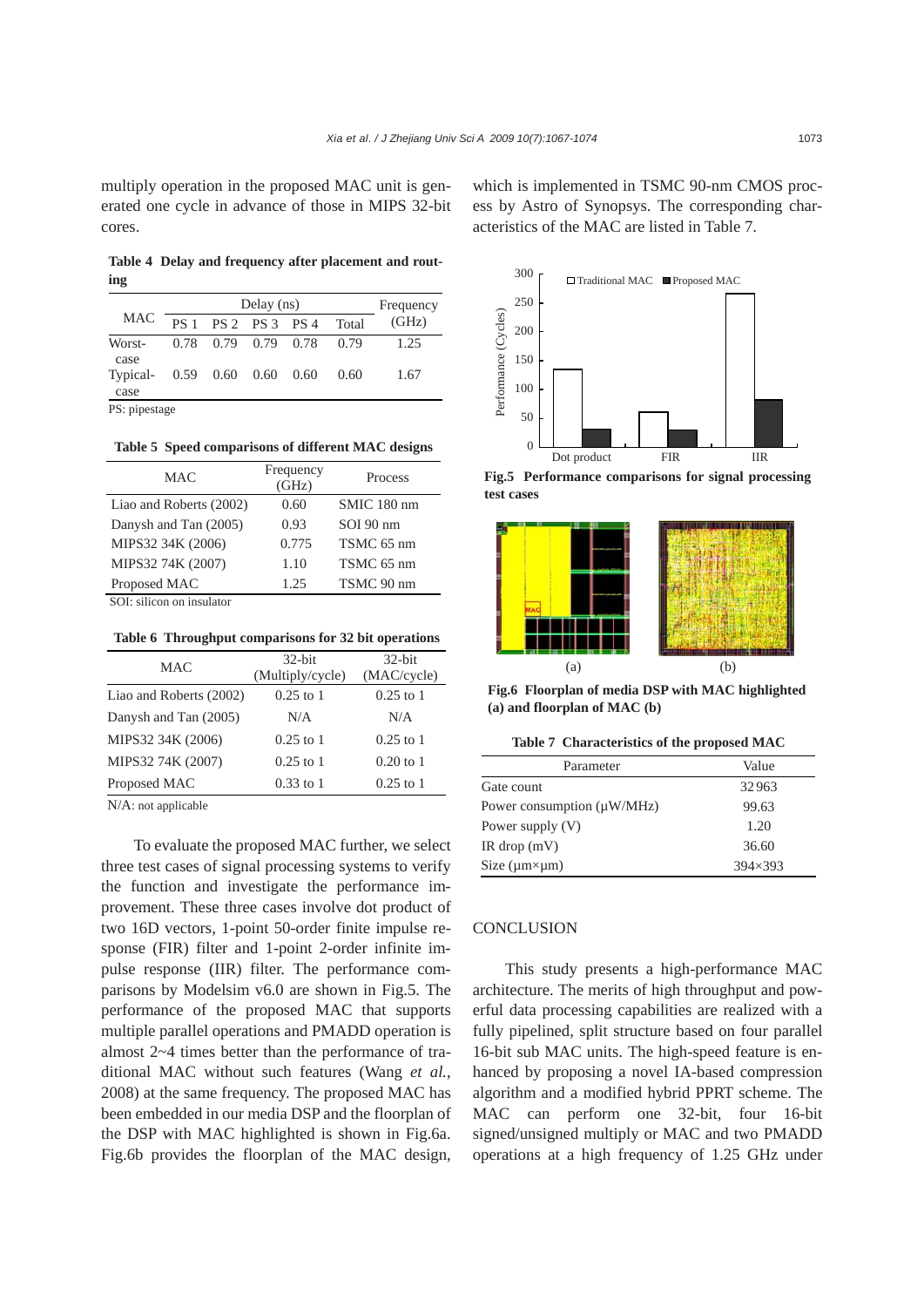multiply operation in the proposed MAC unit is generated one cycle in advance of those in MIPS 32-bit cores.

**Table 4 Delay and frequency after placement and routing**

| MAC | Delay (ns) | | | | | Frequency (GHz) |
|---|---|---|---|---|---|---|
| | PS 1 | PS 2 | PS 3 | PS 4 | Total | |
| Worst-case | 0.78 | 0.79 | 0.79 | 0.78 | 0.79 | 1.25 |
| Typical-case | 0.59 | 0.60 | 0.60 | 0.60 | 0.60 | 1.67 |

PS: pipestage

**Table 5 Speed comparisons of different MAC designs**

| MAC | Frequency (GHz) | Process |
|---|---|---|
| Liao and Roberts (2002) | 0.60 | SMIC 180 nm |
| Danysh and Tan (2005) | 0.93 | SOI 90 nm |
| MIPS32 34K (2006) | 0.775 | TSMC 65 nm |
| MIPS32 74K (2007) | 1.10 | TSMC 65 nm |
| Proposed MAC | 1.25 | TSMC 90 nm |

SOI: silicon on insulator

**Table 6 Throughput comparisons for 32 bit operations**

| MAC | 32-bit (Multiply/cycle) | 32-bit (MAC/cycle) |
|---|---|---|
| Liao and Roberts (2002) | 0.25 to 1 | 0.25 to 1 |
| Danysh and Tan (2005) | N/A | N/A |
| MIPS32 34K (2006) | 0.25 to 1 | 0.25 to 1 |
| MIPS32 74K (2007) | 0.25 to 1 | 0.20 to 1 |
| Proposed MAC | 0.33 to 1 | 0.25 to 1 |

N/A: not applicable

To evaluate the proposed MAC further, we select three test cases of signal processing systems to verify the function and investigate the performance improvement. These three cases involve dot product of two 16D vectors, 1-point 50-order finite impulse response (FIR) filter and 1-point 2-order infinite impulse response (IIR) filter. The performance comparisons by Modelsim v6.0 are shown in Fig.5. The performance of the proposed MAC that supports multiple parallel operations and PMADD operation is almost 2~4 times better than the performance of traditional MAC without such features (Wang *et al.*, 2008) at the same frequency. The proposed MAC has been embedded in our media DSP and the floorplan of the DSP with MAC highlighted is shown in Fig.6a. Fig.6b provides the floorplan of the MAC design, which is implemented in TSMC 90-nm CMOS process by Astro of Synopsys. The corresponding characteristics of the MAC are listed in Table 7.

Performance (Cycles)
300
250
200
150
100
50
0
Traditional MAC
Proposed MAC
Dot product
FIR
IIR

**Fig.5 Performance comparisons for signal processing test cases**

MAC
(a)
(b)

**Fig.6 Floorplan of media DSP with MAC highlighted (a) and floorplan of MAC (b)**

**Table 7 Characteristics of the proposed MAC**

| Parameter | Value |
|---|---|
| Gate count | 32963 |
| Power consumption (μW/MHz) | 99.63 |
| Power supply (V) | 1.20 |
| IR drop (mV) | 36.60 |
| Size (μm×μm) | 394×393 |

## CONCLUSION

This study presents a high-performance MAC architecture. The merits of high throughput and powerful data processing capabilities are realized with a fully pipelined, split structure based on four parallel 16-bit sub MAC units. The high-speed feature is enhanced by proposing a novel IA-based compression algorithm and a modified hybrid PPRT scheme. The MAC can perform one 32-bit, four 16-bit signed/unsigned multiply or MAC and two PMADD operations at a high frequency of 1.25 GHz under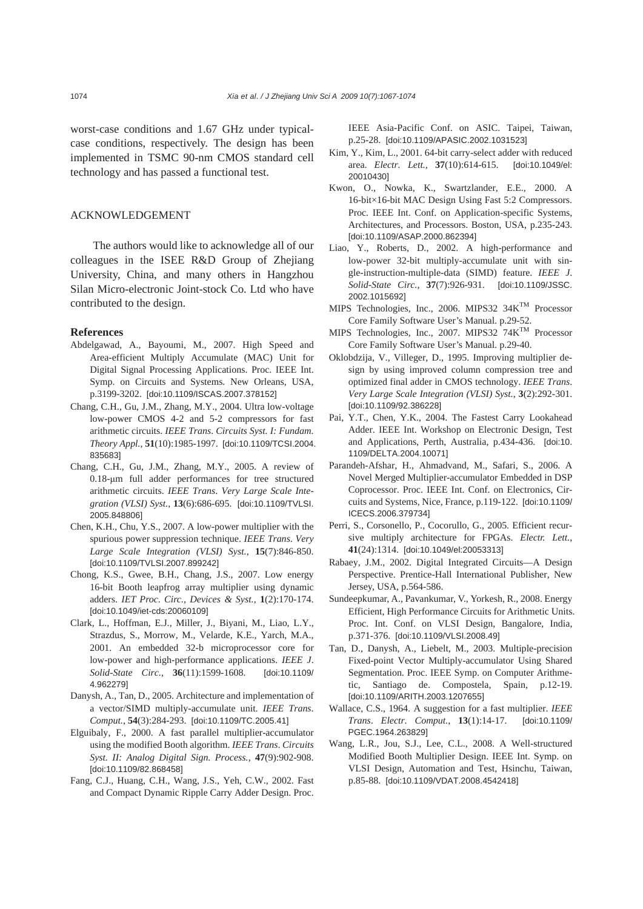worst-case conditions and 1.67 GHz under typical-case conditions, respectively. The design has been implemented in TSMC 90-nm CMOS standard cell technology and has passed a functional test.

## ACKNOWLEDGEMENT

The authors would like to acknowledge all of our colleagues in the ISEE R&D Group of Zhejiang University, China, and many others in Hangzhou Silan Micro-electronic Joint-stock Co. Ltd who have contributed to the design.

## References

Abdelgawad, A., Bayoumi, M., 2007. High Speed and Area-efficient Multiply Accumulate (MAC) Unit for Digital Signal Processing Applications. Proc. IEEE Int. Symp. on Circuits and Systems. New Orleans, USA, p.3199-3202. [doi:10.1109/ISCAS.2007.378152]

Chang, C.H., Gu, J.M., Zhang, M.Y., 2004. Ultra low-voltage low-power CMOS 4-2 and 5-2 compressors for fast arithmetic circuits. *IEEE Trans. Circuits Syst. I: Fundam. Theory Appl.*, **51**(10):1985-1997. [doi:10.1109/TCSI.2004.835683]

Chang, C.H., Gu, J.M., Zhang, M.Y., 2005. A review of 0.18-μm full adder performances for tree structured arithmetic circuits. *IEEE Trans. Very Large Scale Integration (VLSI) Syst.*, **13**(6):686-695. [doi:10.1109/TVLSI.2005.848806]

Chen, K.H., Chu, Y.S., 2007. A low-power multiplier with the spurious power suppression technique. *IEEE Trans. Very Large Scale Integration (VLSI) Syst.*, **15**(7):846-850. [doi:10.1109/TVLSI.2007.899242]

Chong, K.S., Gwee, B.H., Chang, J.S., 2007. Low energy 16-bit Booth leapfrog array multiplier using dynamic adders. *IET Proc. Circ., Devices & Syst.*, **1**(2):170-174. [doi:10.1049/iet-cds:20060109]

Clark, L., Hoffman, E.J., Miller, J., Biyani, M., Liao, L.Y., Strazdus, S., Morrow, M., Velarde, K.E., Yarch, M.A., 2001. An embedded 32-b microprocessor core for low-power and high-performance applications. *IEEE J. Solid-State Circ.*, **36**(11):1599-1608. [doi:10.1109/4.962279]

Danysh, A., Tan, D., 2005. Architecture and implementation of a vector/SIMD multiply-accumulate unit. *IEEE Trans. Comput.*, **54**(3):284-293. [doi:10.1109/TC.2005.41]

Elguibaly, F., 2000. A fast parallel multiplier-accumulator using the modified Booth algorithm. *IEEE Trans. Circuits Syst. II: Analog Digital Sign. Process.*, **47**(9):902-908. [doi:10.1109/82.868458]

Fang, C.J., Huang, C.H., Wang, J.S., Yeh, C.W., 2002. Fast and Compact Dynamic Ripple Carry Adder Design. Proc. IEEE Asia-Pacific Conf. on ASIC. Taipei, Taiwan, p.25-28. [doi:10.1109/APASIC.2002.1031523]

Kim, Y., Kim, L., 2001. 64-bit carry-select adder with reduced area. *Electr. Lett.*, **37**(10):614-615. [doi:10.1049/el:20010430]

Kwon, O., Nowka, K., Swartzlander, E.E., 2000. A 16-bit×16-bit MAC Design Using Fast 5:2 Compressors. Proc. IEEE Int. Conf. on Application-specific Systems, Architectures, and Processors. Boston, USA, p.235-243. [doi:10.1109/ASAP.2000.862394]

Liao, Y., Roberts, D., 2002. A high-performance and low-power 32-bit multiply-accumulate unit with single-instruction-multiple-data (SIMD) feature. *IEEE J. Solid-State Circ.*, **37**(7):926-931. [doi:10.1109/JSSC.2002.1015692]

MIPS Technologies, Inc., 2006. MIPS32 34K™ Processor Core Family Software User's Manual. p.29-52.

MIPS Technologies, Inc., 2007. MIPS32 74K™ Processor Core Family Software User's Manual. p.29-40.

Oklobdzija, V., Villeger, D., 1995. Improving multiplier design by using improved column compression tree and optimized final adder in CMOS technology. *IEEE Trans. Very Large Scale Integration (VLSI) Syst.*, **3**(2):292-301. [doi:10.1109/92.386228]

Pai, Y.T., Chen, Y.K., 2004. The Fastest Carry Lookahead Adder. IEEE Int. Workshop on Electronic Design, Test and Applications, Perth, Australia, p.434-436. [doi:10.1109/DELTA.2004.10071]

Parandeh-Afshar, H., Ahmadvand, M., Safari, S., 2006. A Novel Merged Multiplier-accumulator Embedded in DSP Coprocessor. Proc. IEEE Int. Conf. on Electronics, Circuits and Systems, Nice, France, p.119-122. [doi:10.1109/ICECS.2006.379734]

Perri, S., Corsonello, P., Cocorullo, G., 2005. Efficient recursive multiply architecture for FPGAs. *Electr. Lett.*, **41**(24):1314. [doi:10.1049/el:20053313]

Rabaey, J.M., 2002. Digital Integrated Circuits—A Design Perspective. Prentice-Hall International Publisher, New Jersey, USA, p.564-586.

Sundeepkumar, A., Pavankumar, V., Yorkesh, R., 2008. Energy Efficient, High Performance Circuits for Arithmetic Units. Proc. Int. Conf. on VLSI Design, Bangalore, India, p.371-376. [doi:10.1109/VLSI.2008.49]

Tan, D., Danysh, A., Liebelt, M., 2003. Multiple-precision Fixed-point Vector Multiply-accumulator Using Shared Segmentation. Proc. IEEE Symp. on Computer Arithmetic, Santiago de. Compostela, Spain, p.12-19. [doi:10.1109/ARITH.2003.1207655]

Wallace, C.S., 1964. A suggestion for a fast multiplier. *IEEE Trans. Electr. Comput.*, **13**(1):14-17. [doi:10.1109/PGEC.1964.263829]

Wang, L.R., Jou, S.J., Lee, C.L., 2008. A Well-structured Modified Booth Multiplier Design. IEEE Int. Symp. on VLSI Design, Automation and Test, Hsinchu, Taiwan, p.85-88. [doi:10.1109/VDAT.2008.4542418]